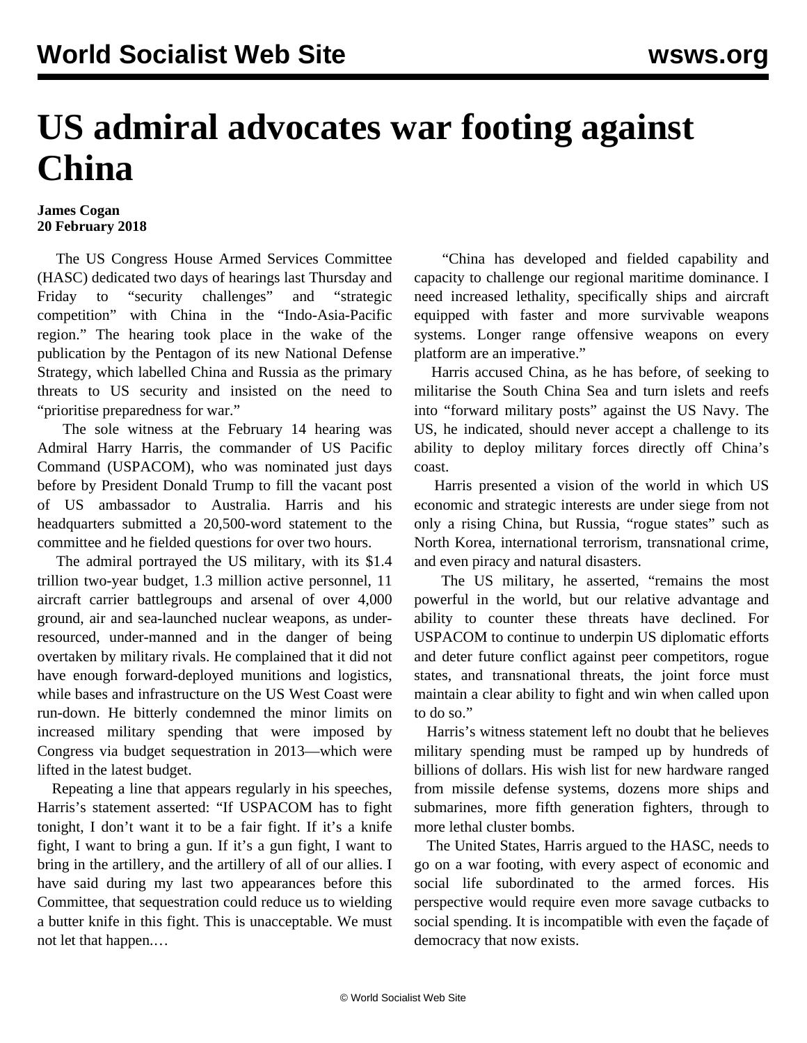# US admiral advocates war footing against China

**James Cogan**
**20 February 2018**

The US Congress House Armed Services Committee (HASC) dedicated two days of hearings last Thursday and Friday to "security challenges" and "strategic competition" with China in the "Indo-Asia-Pacific region." The hearing took place in the wake of the publication by the Pentagon of its new National Defense Strategy, which labelled China and Russia as the primary threats to US security and insisted on the need to "prioritise preparedness for war."

The sole witness at the February 14 hearing was Admiral Harry Harris, the commander of US Pacific Command (USPACOM), who was nominated just days before by President Donald Trump to fill the vacant post of US ambassador to Australia. Harris and his headquarters submitted a 20,500-word statement to the committee and he fielded questions for over two hours.

The admiral portrayed the US military, with its $1.4 trillion two-year budget, 1.3 million active personnel, 11 aircraft carrier battlegroups and arsenal of over 4,000 ground, air and sea-launched nuclear weapons, as under-resourced, under-manned and in the danger of being overtaken by military rivals. He complained that it did not have enough forward-deployed munitions and logistics, while bases and infrastructure on the US West Coast were run-down. He bitterly condemned the minor limits on increased military spending that were imposed by Congress via budget sequestration in 2013—which were lifted in the latest budget.

Repeating a line that appears regularly in his speeches, Harris's statement asserted: "If USPACOM has to fight tonight, I don't want it to be a fair fight. If it's a knife fight, I want to bring a gun. If it's a gun fight, I want to bring in the artillery, and the artillery of all of our allies. I have said during my last two appearances before this Committee, that sequestration could reduce us to wielding a butter knife in this fight. This is unacceptable. We must not let that happen.…

"China has developed and fielded capability and capacity to challenge our regional maritime dominance. I need increased lethality, specifically ships and aircraft equipped with faster and more survivable weapons systems. Longer range offensive weapons on every platform are an imperative."

Harris accused China, as he has before, of seeking to militarise the South China Sea and turn islets and reefs into "forward military posts" against the US Navy. The US, he indicated, should never accept a challenge to its ability to deploy military forces directly off China's coast.

Harris presented a vision of the world in which US economic and strategic interests are under siege from not only a rising China, but Russia, "rogue states" such as North Korea, international terrorism, transnational crime, and even piracy and natural disasters.

The US military, he asserted, "remains the most powerful in the world, but our relative advantage and ability to counter these threats have declined. For USPACOM to continue to underpin US diplomatic efforts and deter future conflict against peer competitors, rogue states, and transnational threats, the joint force must maintain a clear ability to fight and win when called upon to do so."

Harris's witness statement left no doubt that he believes military spending must be ramped up by hundreds of billions of dollars. His wish list for new hardware ranged from missile defense systems, dozens more ships and submarines, more fifth generation fighters, through to more lethal cluster bombs.

The United States, Harris argued to the HASC, needs to go on a war footing, with every aspect of economic and social life subordinated to the armed forces. His perspective would require even more savage cutbacks to social spending. It is incompatible with even the façade of democracy that now exists.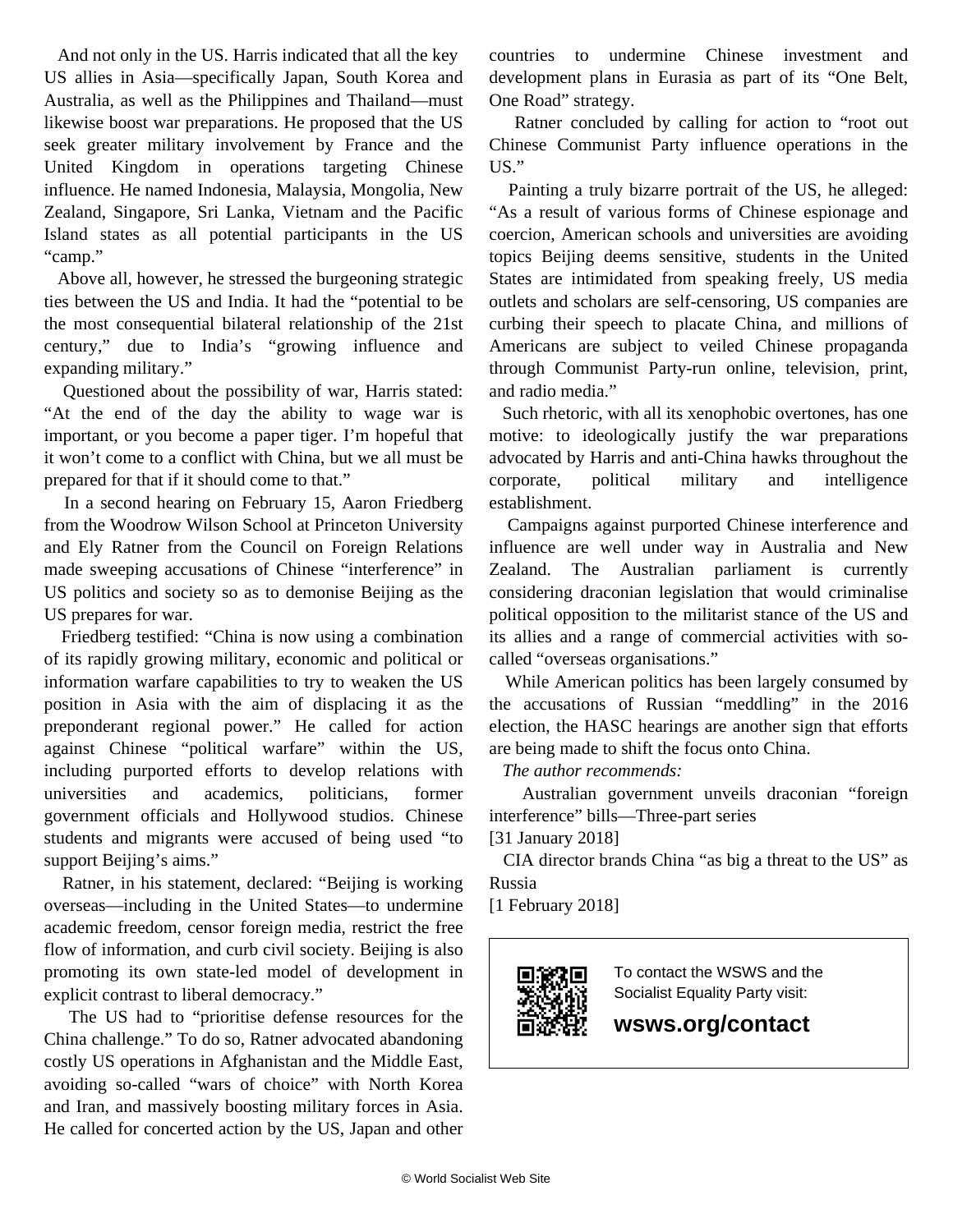And not only in the US. Harris indicated that all the key US allies in Asia—specifically Japan, South Korea and Australia, as well as the Philippines and Thailand—must likewise boost war preparations. He proposed that the US seek greater military involvement by France and the United Kingdom in operations targeting Chinese influence. He named Indonesia, Malaysia, Mongolia, New Zealand, Singapore, Sri Lanka, Vietnam and the Pacific Island states as all potential participants in the US "camp."

Above all, however, he stressed the burgeoning strategic ties between the US and India. It had the "potential to be the most consequential bilateral relationship of the 21st century," due to India's "growing influence and expanding military."

Questioned about the possibility of war, Harris stated: "At the end of the day the ability to wage war is important, or you become a paper tiger. I'm hopeful that it won't come to a conflict with China, but we all must be prepared for that if it should come to that."

In a second hearing on February 15, Aaron Friedberg from the Woodrow Wilson School at Princeton University and Ely Ratner from the Council on Foreign Relations made sweeping accusations of Chinese "interference" in US politics and society so as to demonise Beijing as the US prepares for war.

Friedberg testified: "China is now using a combination of its rapidly growing military, economic and political or information warfare capabilities to try to weaken the US position in Asia with the aim of displacing it as the preponderant regional power." He called for action against Chinese "political warfare" within the US, including purported efforts to develop relations with universities and academics, politicians, former government officials and Hollywood studios. Chinese students and migrants were accused of being used "to support Beijing's aims."

Ratner, in his statement, declared: "Beijing is working overseas—including in the United States—to undermine academic freedom, censor foreign media, restrict the free flow of information, and curb civil society. Beijing is also promoting its own state-led model of development in explicit contrast to liberal democracy."

The US had to "prioritise defense resources for the China challenge." To do so, Ratner advocated abandoning costly US operations in Afghanistan and the Middle East, avoiding so-called "wars of choice" with North Korea and Iran, and massively boosting military forces in Asia. He called for concerted action by the US, Japan and other countries to undermine Chinese investment and development plans in Eurasia as part of its "One Belt, One Road" strategy.

Ratner concluded by calling for action to "root out Chinese Communist Party influence operations in the US."

Painting a truly bizarre portrait of the US, he alleged: "As a result of various forms of Chinese espionage and coercion, American schools and universities are avoiding topics Beijing deems sensitive, students in the United States are intimidated from speaking freely, US media outlets and scholars are self-censoring, US companies are curbing their speech to placate China, and millions of Americans are subject to veiled Chinese propaganda through Communist Party-run online, television, print, and radio media."

Such rhetoric, with all its xenophobic overtones, has one motive: to ideologically justify the war preparations advocated by Harris and anti-China hawks throughout the corporate, political military and intelligence establishment.

Campaigns against purported Chinese interference and influence are well under way in Australia and New Zealand. The Australian parliament is currently considering draconian legislation that would criminalise political opposition to the militarist stance of the US and its allies and a range of commercial activities with so-called "overseas organisations."

While American politics has been largely consumed by the accusations of Russian "meddling" in the 2016 election, the HASC hearings are another sign that efforts are being made to shift the focus onto China.

*The author recommends:*

Australian government unveils draconian "foreign interference" bills—Three-part series
[31 January 2018]

CIA director brands China "as big a threat to the US" as Russia
[1 February 2018]

To contact the WSWS and the Socialist Equality Party visit:

**wsws.org/contact**